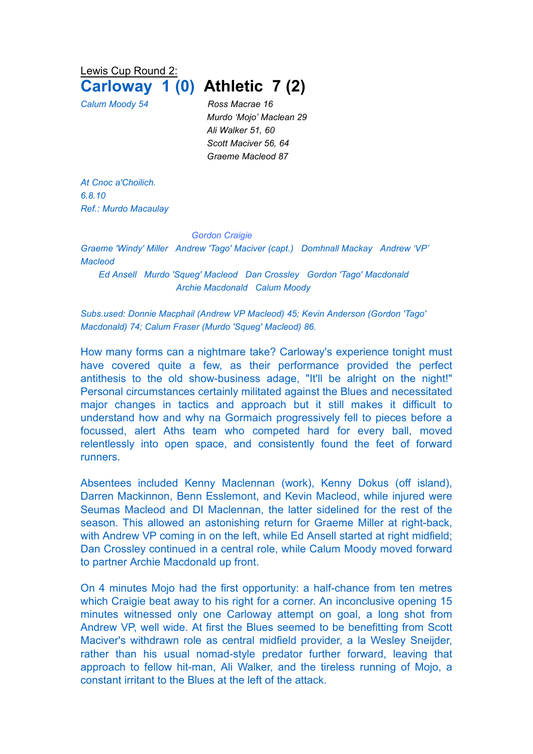Lewis Cup Round 2:

# Carloway 1 (0) Athletic 7 (2)

*Calum Moody 54*

*Ross Macrae 16*
*Murdo 'Mojo' Maclean 29*
*Ali Walker 51, 60*
*Scott Maciver 56, 64*
*Graeme Macleod 87*

*At Cnoc a'Choilich.*
*6.8.10*
*Ref.: Murdo Macaulay*

*Gordon Craigie*

*Graeme 'Windy' Miller Andrew 'Tago' Maciver (capt.) Domhnall Mackay Andrew 'VP' Macleod*

*Ed Ansell Murdo 'Squeg' Macleod Dan Crossley Gordon 'Tago' Macdonald*

*Archie Macdonald Calum Moody*

*Subs.used: Donnie Macphail (Andrew VP Macleod) 45; Kevin Anderson (Gordon 'Tago' Macdonald) 74; Calum Fraser (Murdo 'Squeg' Macleod) 86.*

How many forms can a nightmare take? Carloway's experience tonight must have covered quite a few, as their performance provided the perfect antithesis to the old show-business adage, "It'll be alright on the night!" Personal circumstances certainly militated against the Blues and necessitated major changes in tactics and approach but it still makes it difficult to understand how and why na Gormaich progressively fell to pieces before a focussed, alert Aths team who competed hard for every ball, moved relentlessly into open space, and consistently found the feet of forward runners.

Absentees included Kenny Maclennan (work), Kenny Dokus (off island), Darren Mackinnon, Benn Esslemont, and Kevin Macleod, while injured were Seumas Macleod and DI Maclennan, the latter sidelined for the rest of the season. This allowed an astonishing return for Graeme Miller at right-back, with Andrew VP coming in on the left, while Ed Ansell started at right midfield; Dan Crossley continued in a central role, while Calum Moody moved forward to partner Archie Macdonald up front.

On 4 minutes Mojo had the first opportunity: a half-chance from ten metres which Craigie beat away to his right for a corner. An inconclusive opening 15 minutes witnessed only one Carloway attempt on goal, a long shot from Andrew VP, well wide. At first the Blues seemed to be benefitting from Scott Maciver's withdrawn role as central midfield provider, a la Wesley Sneijder, rather than his usual nomad-style predator further forward, leaving that approach to fellow hit-man, Ali Walker, and the tireless running of Mojo, a constant irritant to the Blues at the left of the attack.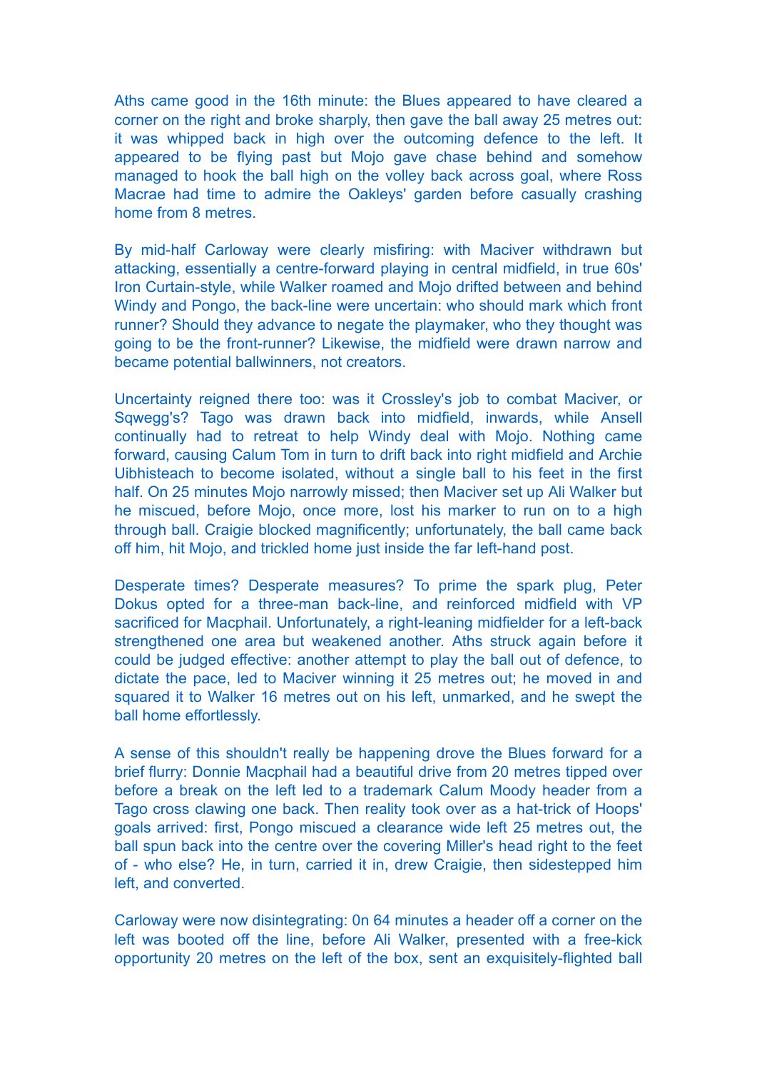Aths came good in the 16th minute: the Blues appeared to have cleared a corner on the right and broke sharply, then gave the ball away 25 metres out: it was whipped back in high over the outcoming defence to the left. It appeared to be flying past but Mojo gave chase behind and somehow managed to hook the ball high on the volley back across goal, where Ross Macrae had time to admire the Oakleys' garden before casually crashing home from 8 metres.

By mid-half Carloway were clearly misfiring: with Maciver withdrawn but attacking, essentially a centre-forward playing in central midfield, in true 60s' Iron Curtain-style, while Walker roamed and Mojo drifted between and behind Windy and Pongo, the back-line were uncertain: who should mark which front runner? Should they advance to negate the playmaker, who they thought was going to be the front-runner? Likewise, the midfield were drawn narrow and became potential ballwinners, not creators.

Uncertainty reigned there too: was it Crossley's job to combat Maciver, or Sqwegg's? Tago was drawn back into midfield, inwards, while Ansell continually had to retreat to help Windy deal with Mojo. Nothing came forward, causing Calum Tom in turn to drift back into right midfield and Archie Uibhisteach to become isolated, without a single ball to his feet in the first half. On 25 minutes Mojo narrowly missed; then Maciver set up Ali Walker but he miscued, before Mojo, once more, lost his marker to run on to a high through ball. Craigie blocked magnificently; unfortunately, the ball came back off him, hit Mojo, and trickled home just inside the far left-hand post.

Desperate times? Desperate measures? To prime the spark plug, Peter Dokus opted for a three-man back-line, and reinforced midfield with VP sacrificed for Macphail. Unfortunately, a right-leaning midfielder for a left-back strengthened one area but weakened another. Aths struck again before it could be judged effective: another attempt to play the ball out of defence, to dictate the pace, led to Maciver winning it 25 metres out; he moved in and squared it to Walker 16 metres out on his left, unmarked, and he swept the ball home effortlessly.

A sense of this shouldn't really be happening drove the Blues forward for a brief flurry: Donnie Macphail had a beautiful drive from 20 metres tipped over before a break on the left led to a trademark Calum Moody header from a Tago cross clawing one back. Then reality took over as a hat-trick of Hoops' goals arrived: first, Pongo miscued a clearance wide left 25 metres out, the ball spun back into the centre over the covering Miller's head right to the feet of - who else? He, in turn, carried it in, drew Craigie, then sidestepped him left, and converted.

Carloway were now disintegrating: 0n 64 minutes a header off a corner on the left was booted off the line, before Ali Walker, presented with a free-kick opportunity 20 metres on the left of the box, sent an exquisitely-flighted ball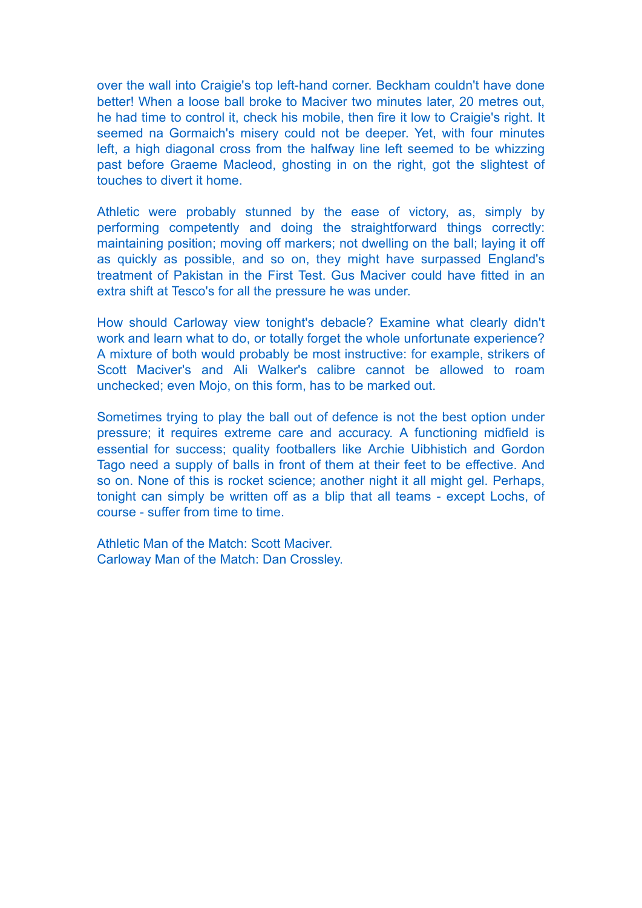over the wall into Craigie's top left-hand corner. Beckham couldn't have done better! When a loose ball broke to Maciver two minutes later, 20 metres out, he had time to control it, check his mobile, then fire it low to Craigie's right. It seemed na Gormaich's misery could not be deeper. Yet, with four minutes left, a high diagonal cross from the halfway line left seemed to be whizzing past before Graeme Macleod, ghosting in on the right, got the slightest of touches to divert it home.

Athletic were probably stunned by the ease of victory, as, simply by performing competently and doing the straightforward things correctly: maintaining position; moving off markers; not dwelling on the ball; laying it off as quickly as possible, and so on, they might have surpassed England's treatment of Pakistan in the First Test. Gus Maciver could have fitted in an extra shift at Tesco's for all the pressure he was under.

How should Carloway view tonight's debacle? Examine what clearly didn't work and learn what to do, or totally forget the whole unfortunate experience? A mixture of both would probably be most instructive: for example, strikers of Scott Maciver's and Ali Walker's calibre cannot be allowed to roam unchecked; even Mojo, on this form, has to be marked out.

Sometimes trying to play the ball out of defence is not the best option under pressure; it requires extreme care and accuracy. A functioning midfield is essential for success; quality footballers like Archie Uibhistich and Gordon Tago need a supply of balls in front of them at their feet to be effective. And so on. None of this is rocket science; another night it all might gel. Perhaps, tonight can simply be written off as a blip that all teams - except Lochs, of course - suffer from time to time.

Athletic Man of the Match: Scott Maciver.
Carloway Man of the Match: Dan Crossley.